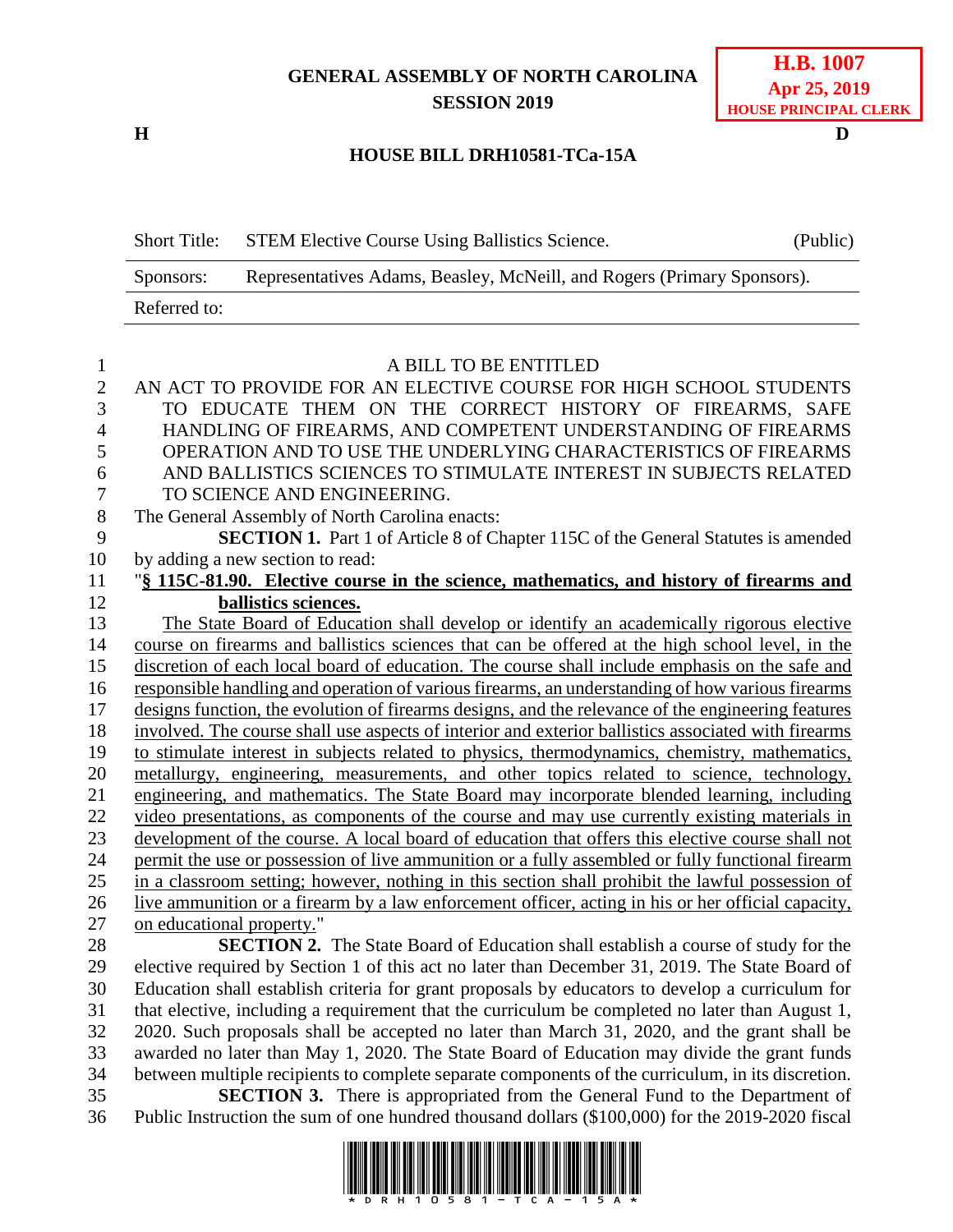**GENERAL ASSEMBLY OF NORTH CAROLINA**
**SESSION 2019**

**H.B. 1007**
**Apr 25, 2019**
**HOUSE PRINCIPAL CLERK**

**H** **D**

**HOUSE BILL DRH10581-TCa-15A**

| Short Title: | STEM Elective Course Using Ballistics Science. | (Public) |
|---|---|---|
| Sponsors: | Representatives Adams, Beasley, McNeill, and Rogers (Primary Sponsors). | |
| Referred to: | | |

A BILL TO BE ENTITLED

AN ACT TO PROVIDE FOR AN ELECTIVE COURSE FOR HIGH SCHOOL STUDENTS TO EDUCATE THEM ON THE CORRECT HISTORY OF FIREARMS, SAFE HANDLING OF FIREARMS, AND COMPETENT UNDERSTANDING OF FIREARMS OPERATION AND TO USE THE UNDERLYING CHARACTERISTICS OF FIREARMS AND BALLISTICS SCIENCES TO STIMULATE INTEREST IN SUBJECTS RELATED TO SCIENCE AND ENGINEERING.

The General Assembly of North Carolina enacts:

**SECTION 1.** Part 1 of Article 8 of Chapter 115C of the General Statutes is amended by adding a new section to read:

"**§ 115C-81.90. Elective course in the science, mathematics, and history of firearms and ballistics sciences.**

The State Board of Education shall develop or identify an academically rigorous elective course on firearms and ballistics sciences that can be offered at the high school level, in the discretion of each local board of education. The course shall include emphasis on the safe and responsible handling and operation of various firearms, an understanding of how various firearms designs function, the evolution of firearms designs, and the relevance of the engineering features involved. The course shall use aspects of interior and exterior ballistics associated with firearms to stimulate interest in subjects related to physics, thermodynamics, chemistry, mathematics, metallurgy, engineering, measurements, and other topics related to science, technology, engineering, and mathematics. The State Board may incorporate blended learning, including video presentations, as components of the course and may use currently existing materials in development of the course. A local board of education that offers this elective course shall not permit the use or possession of live ammunition or a fully assembled or fully functional firearm in a classroom setting; however, nothing in this section shall prohibit the lawful possession of live ammunition or a firearm by a law enforcement officer, acting in his or her official capacity, on educational property."

**SECTION 2.** The State Board of Education shall establish a course of study for the elective required by Section 1 of this act no later than December 31, 2019. The State Board of Education shall establish criteria for grant proposals by educators to develop a curriculum for that elective, including a requirement that the curriculum be completed no later than August 1, 2020. Such proposals shall be accepted no later than March 31, 2020, and the grant shall be awarded no later than May 1, 2020. The State Board of Education may divide the grant funds between multiple recipients to complete separate components of the curriculum, in its discretion.

**SECTION 3.** There is appropriated from the General Fund to the Department of Public Instruction the sum of one hundred thousand dollars ($100,000) for the 2019-2020 fiscal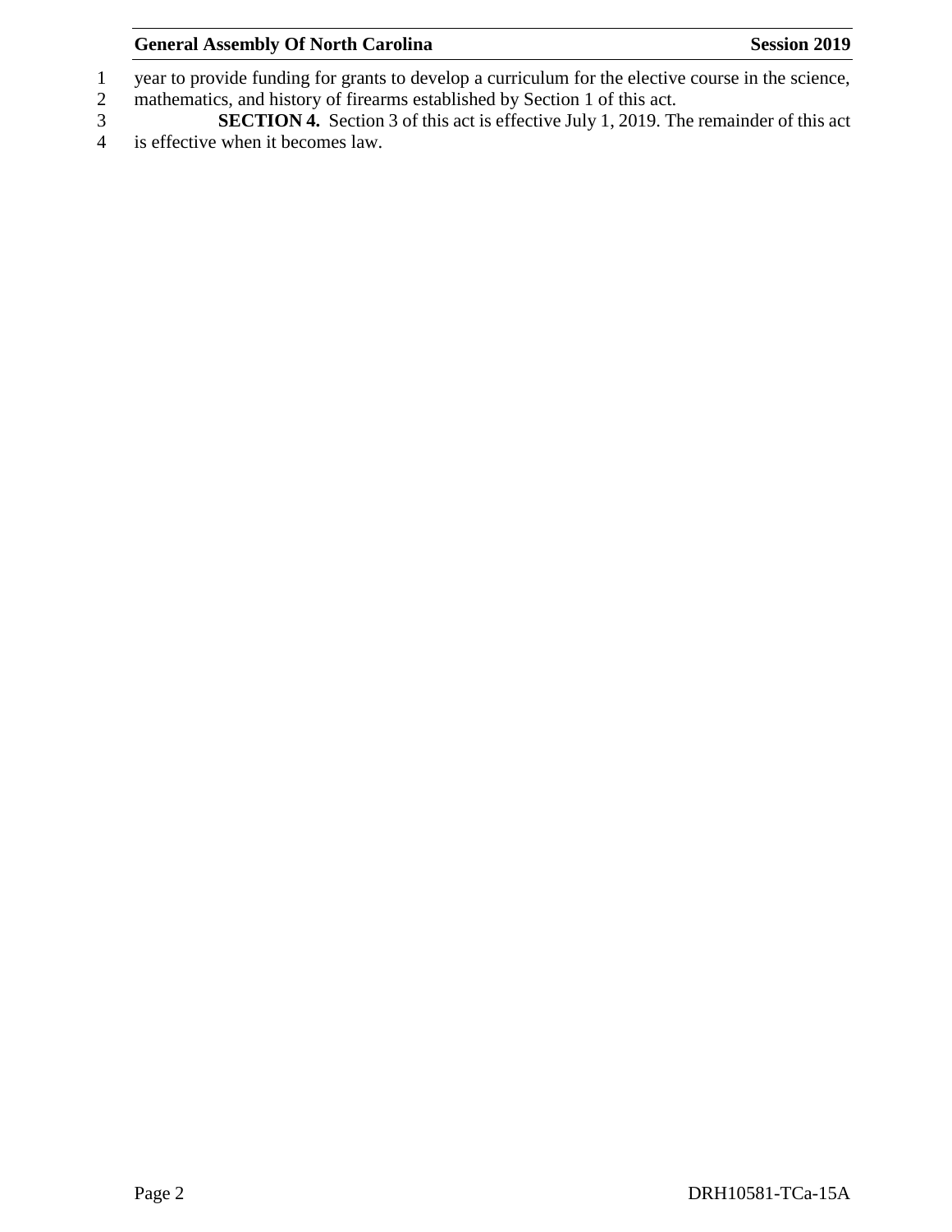year to provide funding for grants to develop a curriculum for the elective course in the science, mathematics, and history of firearms established by Section 1 of this act.

**SECTION 4.** Section 3 of this act is effective July 1, 2019. The remainder of this act is effective when it becomes law.